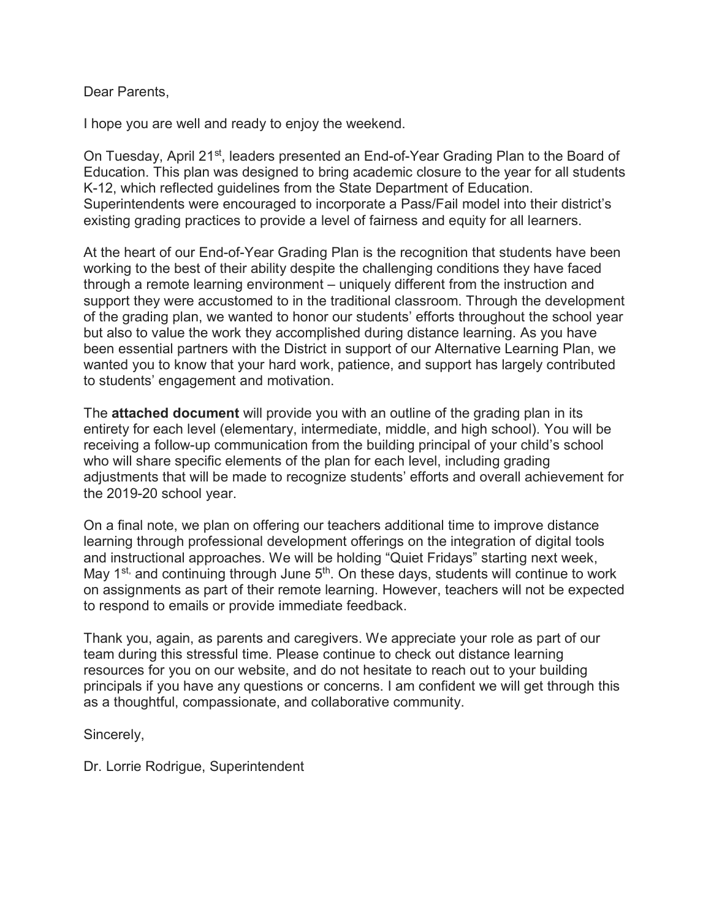Dear Parents,

I hope you are well and ready to enjoy the weekend.

On Tuesday, April 21st, leaders presented an End-of-Year Grading Plan to the Board of Education. This plan was designed to bring academic closure to the year for all students K-12, which reflected guidelines from the State Department of Education. Superintendents were encouraged to incorporate a Pass/Fail model into their district's existing grading practices to provide a level of fairness and equity for all learners.

At the heart of our End-of-Year Grading Plan is the recognition that students have been working to the best of their ability despite the challenging conditions they have faced through a remote learning environment – uniquely different from the instruction and support they were accustomed to in the traditional classroom. Through the development of the grading plan, we wanted to honor our students' efforts throughout the school year but also to value the work they accomplished during distance learning. As you have been essential partners with the District in support of our Alternative Learning Plan, we wanted you to know that your hard work, patience, and support has largely contributed to students' engagement and motivation.

The **attached document** will provide you with an outline of the grading plan in its entirety for each level (elementary, intermediate, middle, and high school). You will be receiving a follow-up communication from the building principal of your child's school who will share specific elements of the plan for each level, including grading adjustments that will be made to recognize students' efforts and overall achievement for the 2019-20 school year.

On a final note, we plan on offering our teachers additional time to improve distance learning through professional development offerings on the integration of digital tools and instructional approaches. We will be holding "Quiet Fridays" starting next week, May 1st, and continuing through June 5th. On these days, students will continue to work on assignments as part of their remote learning. However, teachers will not be expected to respond to emails or provide immediate feedback.

Thank you, again, as parents and caregivers. We appreciate your role as part of our team during this stressful time. Please continue to check out distance learning resources for you on our website, and do not hesitate to reach out to your building principals if you have any questions or concerns. I am confident we will get through this as a thoughtful, compassionate, and collaborative community.

Sincerely,

Dr. Lorrie Rodrigue, Superintendent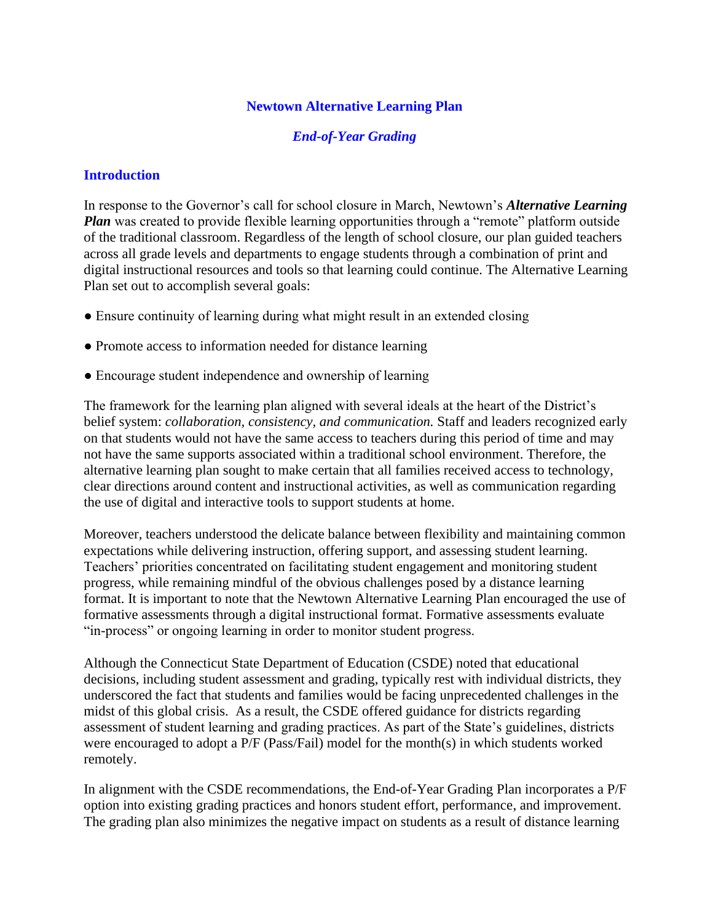## Newtown Alternative Learning Plan

### *End-of-Year Grading*

### Introduction

In response to the Governor's call for school closure in March, Newtown's ***Alternative Learning Plan*** was created to provide flexible learning opportunities through a "remote" platform outside of the traditional classroom. Regardless of the length of school closure, our plan guided teachers across all grade levels and departments to engage students through a combination of print and digital instructional resources and tools so that learning could continue. The Alternative Learning Plan set out to accomplish several goals:

- Ensure continuity of learning during what might result in an extended closing
- Promote access to information needed for distance learning
- Encourage student independence and ownership of learning

The framework for the learning plan aligned with several ideals at the heart of the District's belief system: *collaboration, consistency, and communication.* Staff and leaders recognized early on that students would not have the same access to teachers during this period of time and may not have the same supports associated within a traditional school environment. Therefore, the alternative learning plan sought to make certain that all families received access to technology, clear directions around content and instructional activities, as well as communication regarding the use of digital and interactive tools to support students at home.

Moreover, teachers understood the delicate balance between flexibility and maintaining common expectations while delivering instruction, offering support, and assessing student learning. Teachers' priorities concentrated on facilitating student engagement and monitoring student progress, while remaining mindful of the obvious challenges posed by a distance learning format. It is important to note that the Newtown Alternative Learning Plan encouraged the use of formative assessments through a digital instructional format. Formative assessments evaluate "in-process" or ongoing learning in order to monitor student progress.

Although the Connecticut State Department of Education (CSDE) noted that educational decisions, including student assessment and grading, typically rest with individual districts, they underscored the fact that students and families would be facing unprecedented challenges in the midst of this global crisis. As a result, the CSDE offered guidance for districts regarding assessment of student learning and grading practices. As part of the State's guidelines, districts were encouraged to adopt a P/F (Pass/Fail) model for the month(s) in which students worked remotely.

In alignment with the CSDE recommendations, the End-of-Year Grading Plan incorporates a P/F option into existing grading practices and honors student effort, performance, and improvement. The grading plan also minimizes the negative impact on students as a result of distance learning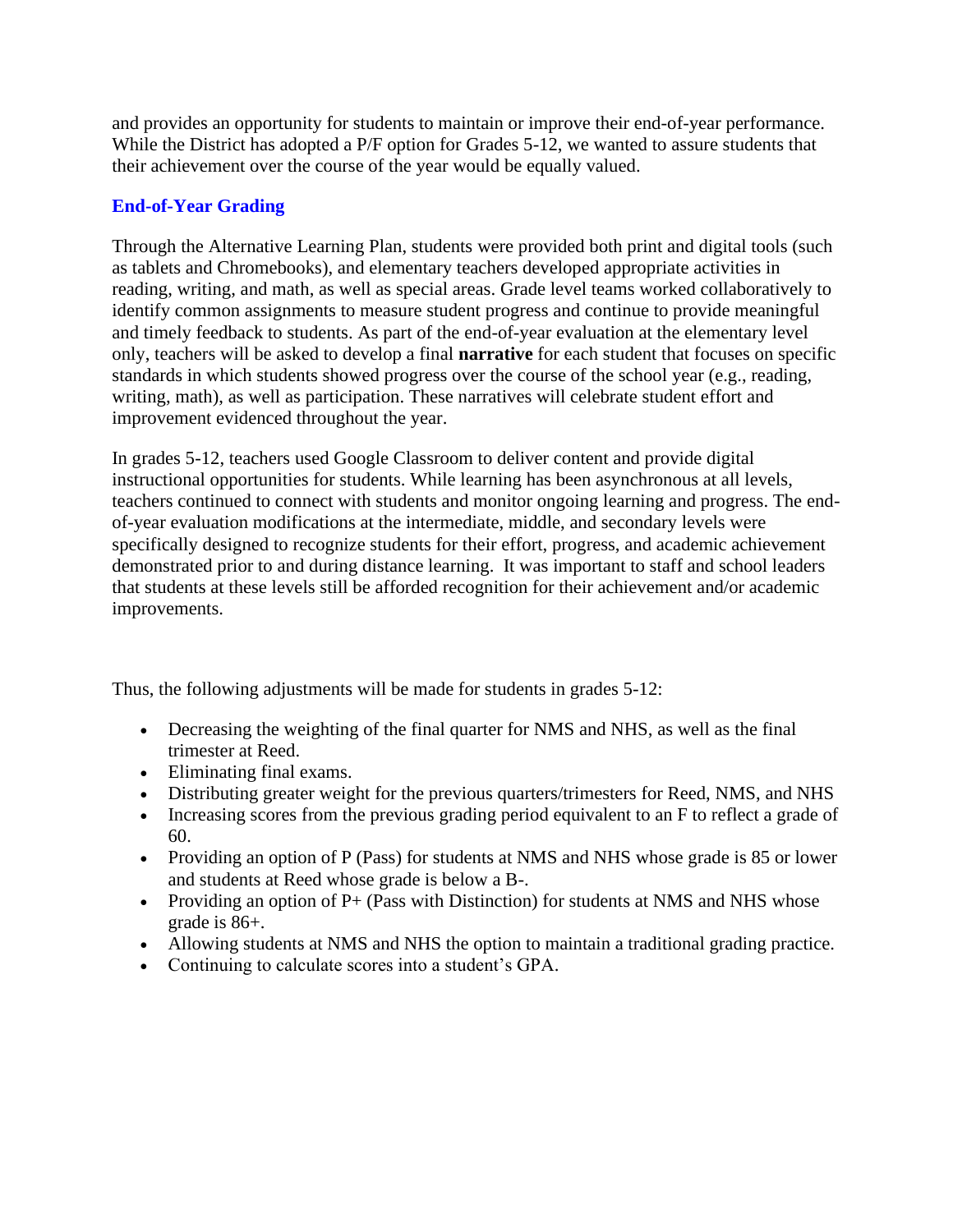and provides an opportunity for students to maintain or improve their end-of-year performance. While the District has adopted a P/F option for Grades 5-12, we wanted to assure students that their achievement over the course of the year would be equally valued.

## End-of-Year Grading

Through the Alternative Learning Plan, students were provided both print and digital tools (such as tablets and Chromebooks), and elementary teachers developed appropriate activities in reading, writing, and math, as well as special areas. Grade level teams worked collaboratively to identify common assignments to measure student progress and continue to provide meaningful and timely feedback to students. As part of the end-of-year evaluation at the elementary level only, teachers will be asked to develop a final **narrative** for each student that focuses on specific standards in which students showed progress over the course of the school year (e.g., reading, writing, math), as well as participation. These narratives will celebrate student effort and improvement evidenced throughout the year.

In grades 5-12, teachers used Google Classroom to deliver content and provide digital instructional opportunities for students. While learning has been asynchronous at all levels, teachers continued to connect with students and monitor ongoing learning and progress. The end-of-year evaluation modifications at the intermediate, middle, and secondary levels were specifically designed to recognize students for their effort, progress, and academic achievement demonstrated prior to and during distance learning. It was important to staff and school leaders that students at these levels still be afforded recognition for their achievement and/or academic improvements.

Thus, the following adjustments will be made for students in grades 5-12:

- Decreasing the weighting of the final quarter for NMS and NHS, as well as the final trimester at Reed.
- Eliminating final exams.
- Distributing greater weight for the previous quarters/trimesters for Reed, NMS, and NHS
- Increasing scores from the previous grading period equivalent to an F to reflect a grade of 60.
- Providing an option of P (Pass) for students at NMS and NHS whose grade is 85 or lower and students at Reed whose grade is below a B-.
- Providing an option of P+ (Pass with Distinction) for students at NMS and NHS whose grade is 86+.
- Allowing students at NMS and NHS the option to maintain a traditional grading practice.
- Continuing to calculate scores into a student's GPA.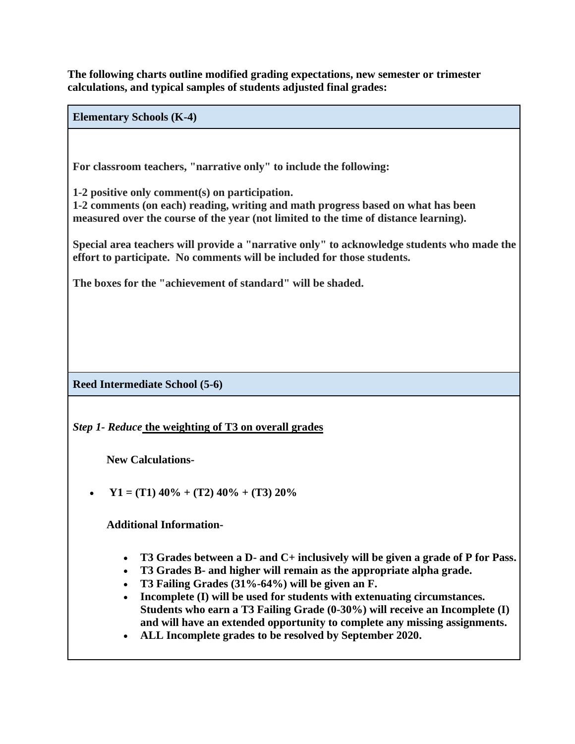**The following charts outline modified grading expectations, new semester or trimester calculations, and typical samples of students adjusted final grades:**

## Elementary Schools (K-4)

**For classroom teachers, "narrative only" to include the following:**

**1-2 positive only comment(s) on participation.**
**1-2 comments (on each) reading, writing and math progress based on what has been measured over the course of the year (not limited to the time of distance learning).**

**Special area teachers will provide a "narrative only" to acknowledge students who made the effort to participate. No comments will be included for those students.**

**The boxes for the "achievement of standard" will be shaded.**

## Reed Intermediate School (5-6)

***Step 1- Reduce* <u>the weighting of T3 on overall grades</u>**

**New Calculations-**

- **Y1 = (T1) 40% + (T2) 40% + (T3) 20%**

**Additional Information-**

- **T3 Grades between a D- and C+ inclusively will be given a grade of P for Pass.**
- **T3 Grades B- and higher will remain as the appropriate alpha grade.**
- **T3 Failing Grades (31%-64%) will be given an F.**
- **Incomplete (I) will be used for students with extenuating circumstances. Students who earn a T3 Failing Grade (0-30%) will receive an Incomplete (I) and will have an extended opportunity to complete any missing assignments.**
- **ALL Incomplete grades to be resolved by September 2020.**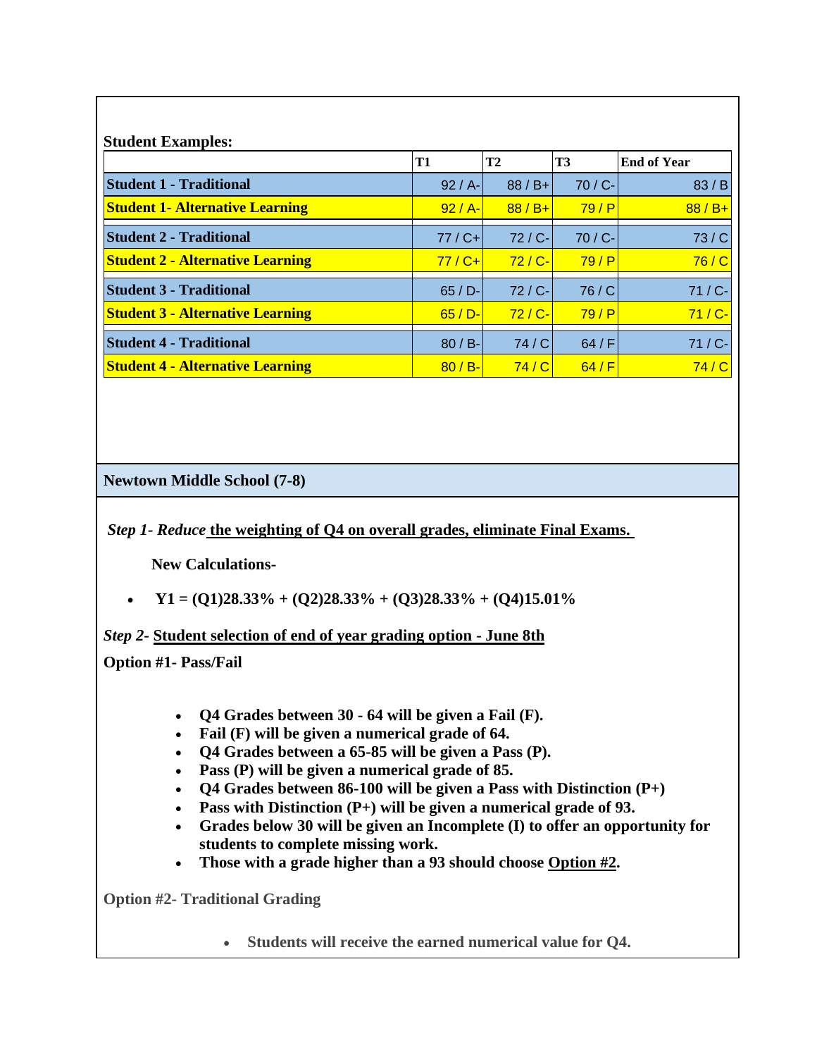**Student Examples:**

| | T1 | T2 | T3 | End of Year |
|---|---|---|---|---|
| **Student 1 - Traditional** | 92 / A- | 88 / B+ | 70 / C- | 83 / B |
| **Student 1- Alternative Learning** | 92 / A- | 88 / B+ | 79 / P | 88 / B+ |
| **Student 2 - Traditional** | 77 / C+ | 72 / C- | 70 / C- | 73 / C |
| **Student 2 - Alternative Learning** | 77 / C+ | 72 / C- | 79 / P | 76 / C |
| **Student 3 - Traditional** | 65 / D- | 72 / C- | 76 / C | 71 / C- |
| **Student 3 - Alternative Learning** | 65 / D- | 72 / C- | 79 / P | 71 / C- |
| **Student 4 - Traditional** | 80 / B- | 74 / C | 64 / F | 71 / C- |
| **Student 4 - Alternative Learning** | 80 / B- | 74 / C | 64 / F | 74 / C |

## Newtown Middle School (7-8)

***Step 1- Reduce* the weighting of Q4 on overall grades, eliminate Final Exams.**

**New Calculations-**

- **Y1 = (Q1)28.33% + (Q2)28.33% + (Q3)28.33% + (Q4)15.01%**

***Step 2-* Student selection of end of year grading option - June 8th**

**Option #1- Pass/Fail**

- **Q4 Grades between 30 - 64 will be given a Fail (F).**
- **Fail (F) will be given a numerical grade of 64.**
- **Q4 Grades between a 65-85 will be given a Pass (P).**
- **Pass (P) will be given a numerical grade of 85.**
- **Q4 Grades between 86-100 will be given a Pass with Distinction (P+)**
- **Pass with Distinction (P+) will be given a numerical grade of 93.**
- **Grades below 30 will be given an Incomplete (I) to offer an opportunity for students to complete missing work.**
- **Those with a grade higher than a 93 should choose Option #2.**

**Option #2- Traditional Grading**

- **Students will receive the earned numerical value for Q4.**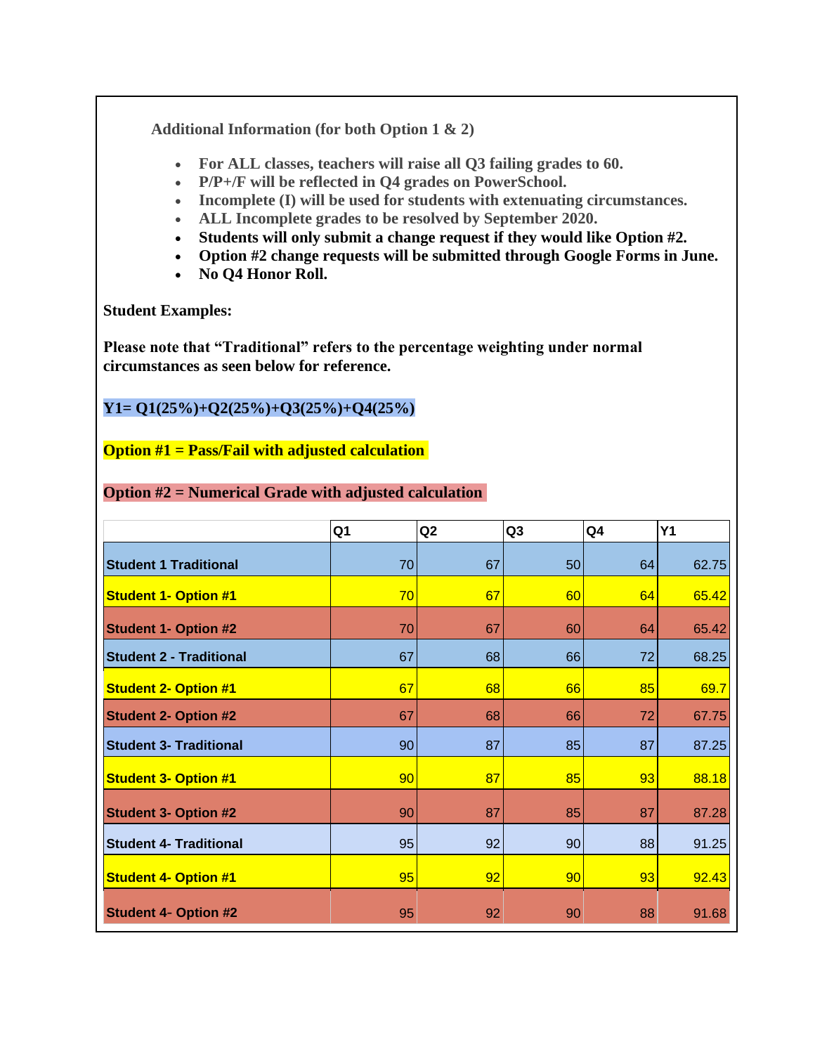Additional Information (for both Option 1 & 2)

- For ALL classes, teachers will raise all Q3 failing grades to 60.
- P/P+/F will be reflected in Q4 grades on PowerSchool.
- Incomplete (I) will be used for students with extenuating circumstances.
- ALL Incomplete grades to be resolved by September 2020.
- **Students will only submit a change request if they would like Option #2.**
- **Option #2 change requests will be submitted through Google Forms in June.**
- **No Q4 Honor Roll.**

**Student Examples:**

**Please note that "Traditional" refers to the percentage weighting under normal circumstances as seen below for reference.**

**Y1= Q1(25%)+Q2(25%)+Q3(25%)+Q4(25%)**

**Option #1 = Pass/Fail with adjusted calculation**

**Option #2 = Numerical Grade with adjusted calculation**

| | Q1 | Q2 | Q3 | Q4 | Y1 |
|---|---|---|---|---|---|
| **Student 1 Traditional** | 70 | 67 | 50 | 64 | 62.75 |
| **Student 1- Option #1** | 70 | 67 | 60 | 64 | 65.42 |
| **Student 1- Option #2** | 70 | 67 | 60 | 64 | 65.42 |
| **Student 2 - Traditional** | 67 | 68 | 66 | 72 | 68.25 |
| **Student 2- Option #1** | 67 | 68 | 66 | 85 | 69.7 |
| **Student 2- Option #2** | 67 | 68 | 66 | 72 | 67.75 |
| **Student 3- Traditional** | 90 | 87 | 85 | 87 | 87.25 |
| **Student 3- Option #1** | 90 | 87 | 85 | 93 | 88.18 |
| **Student 3- Option #2** | 90 | 87 | 85 | 87 | 87.28 |
| **Student 4- Traditional** | 95 | 92 | 90 | 88 | 91.25 |
| **Student 4- Option #1** | 95 | 92 | 90 | 93 | 92.43 |
| **Student 4- Option #2** | 95 | 92 | 90 | 88 | 91.68 |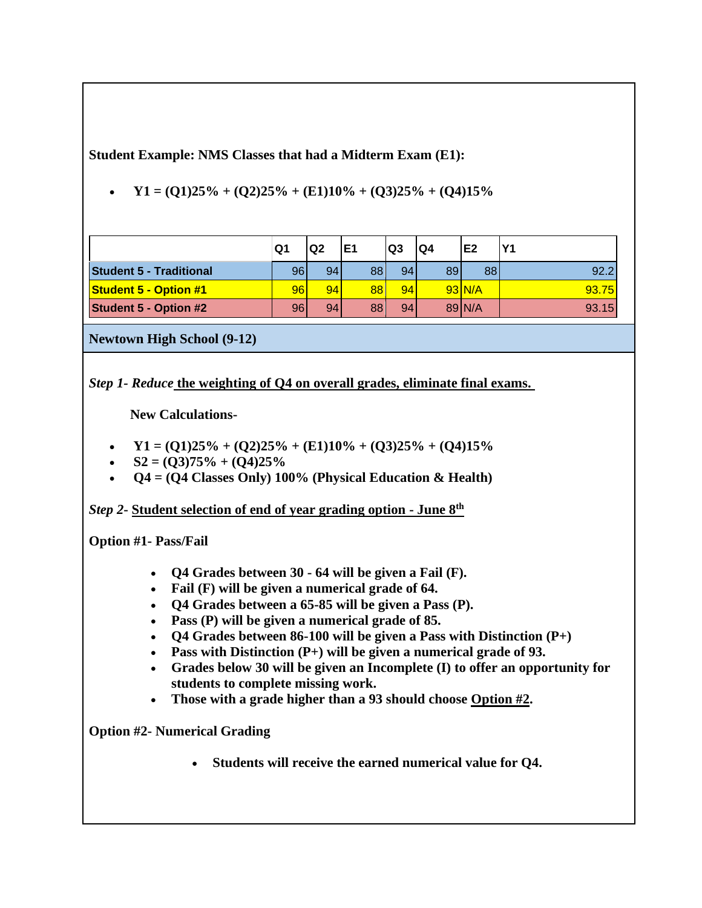**Student Example: NMS Classes that had a Midterm Exam (E1):**

- **Y1 = (Q1)25% + (Q2)25% + (E1)10% + (Q3)25% + (Q4)15%**

| | Q1 | Q2 | E1 | Q3 | Q4 | E2 | Y1 |
|---|---|---|---|---|---|---|---|
| **Student 5 - Traditional** | 96 | 94 | 88 | 94 | 89 | 88 | 92.2 |
| **Student 5 - Option #1** | 96 | 94 | 88 | 94 | 93 | N/A | 93.75 |
| **Student 5 - Option #2** | 96 | 94 | 88 | 94 | 89 | N/A | 93.15 |

## Newtown High School (9-12)

***Step 1- Reduce* <u>the weighting of Q4 on overall grades, eliminate final exams.</u>**

**New Calculations-**

- **Y1 = (Q1)25% + (Q2)25% + (E1)10% + (Q3)25% + (Q4)15%**
- **S2 = (Q3)75% + (Q4)25%**
- **Q4 = (Q4 Classes Only) 100% (Physical Education & Health)**

***Step 2-* <u>Student selection of end of year grading option - June 8th</u>**

**Option #1- Pass/Fail**

- **Q4 Grades between 30 - 64 will be given a Fail (F).**
- **Fail (F) will be given a numerical grade of 64.**
- **Q4 Grades between a 65-85 will be given a Pass (P).**
- **Pass (P) will be given a numerical grade of 85.**
- **Q4 Grades between 86-100 will be given a Pass with Distinction (P+)**
- **Pass with Distinction (P+) will be given a numerical grade of 93.**
- **Grades below 30 will be given an Incomplete (I) to offer an opportunity for students to complete missing work.**
- **Those with a grade higher than a 93 should choose <u>Option #2</u>.**

**Option #2- Numerical Grading**

- **Students will receive the earned numerical value for Q4.**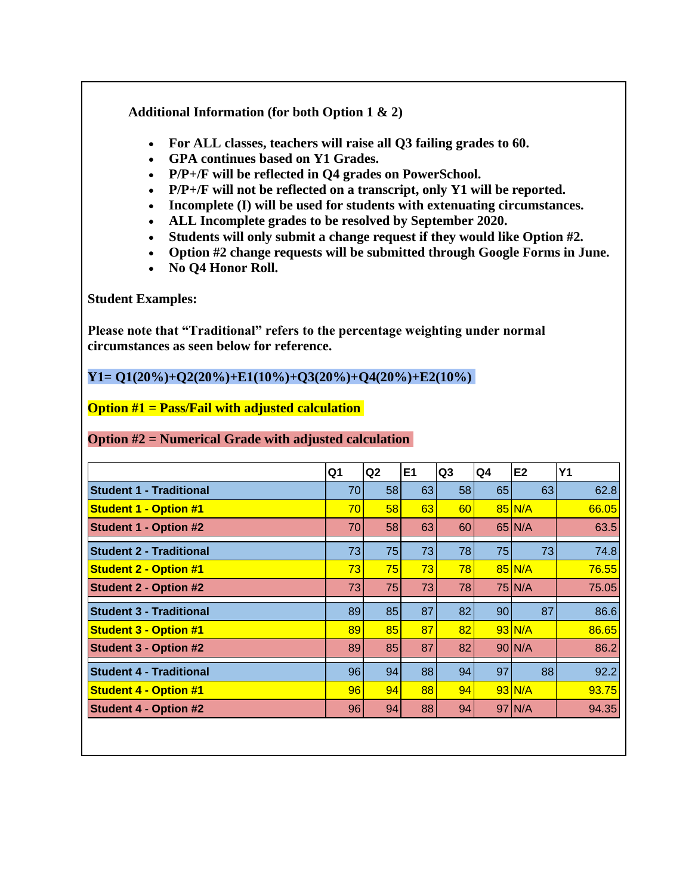**Additional Information (for both Option 1 & 2)**

- **For ALL classes, teachers will raise all Q3 failing grades to 60.**
- **GPA continues based on Y1 Grades.**
- **P/P+/F will be reflected in Q4 grades on PowerSchool.**
- **P/P+/F will not be reflected on a transcript, only Y1 will be reported.**
- **Incomplete (I) will be used for students with extenuating circumstances.**
- **ALL Incomplete grades to be resolved by September 2020.**
- **Students will only submit a change request if they would like Option #2.**
- **Option #2 change requests will be submitted through Google Forms in June.**
- **No Q4 Honor Roll.**

**Student Examples:**

**Please note that "Traditional" refers to the percentage weighting under normal circumstances as seen below for reference.**

**Y1= Q1(20%)+Q2(20%)+E1(10%)+Q3(20%)+Q4(20%)+E2(10%)**

**Option #1 = Pass/Fail with adjusted calculation**

**Option #2 = Numerical Grade with adjusted calculation**

| | Q1 | Q2 | E1 | Q3 | Q4 | E2 | Y1 |
|---|---|---|---|---|---|---|---|
| **Student 1 - Traditional** | 70 | 58 | 63 | 58 | 65 | 63 | 62.8 |
| **Student 1 - Option #1** | 70 | 58 | 63 | 60 | 85 | N/A | 66.05 |
| **Student 1 - Option #2** | 70 | 58 | 63 | 60 | 65 | N/A | 63.5 |
| **Student 2 - Traditional** | 73 | 75 | 73 | 78 | 75 | 73 | 74.8 |
| **Student 2 - Option #1** | 73 | 75 | 73 | 78 | 85 | N/A | 76.55 |
| **Student 2 - Option #2** | 73 | 75 | 73 | 78 | 75 | N/A | 75.05 |
| **Student 3 - Traditional** | 89 | 85 | 87 | 82 | 90 | 87 | 86.6 |
| **Student 3 - Option #1** | 89 | 85 | 87 | 82 | 93 | N/A | 86.65 |
| **Student 3 - Option #2** | 89 | 85 | 87 | 82 | 90 | N/A | 86.2 |
| **Student 4 - Traditional** | 96 | 94 | 88 | 94 | 97 | 88 | 92.2 |
| **Student 4 - Option #1** | 96 | 94 | 88 | 94 | 93 | N/A | 93.75 |
| **Student 4 - Option #2** | 96 | 94 | 88 | 94 | 97 | N/A | 94.35 |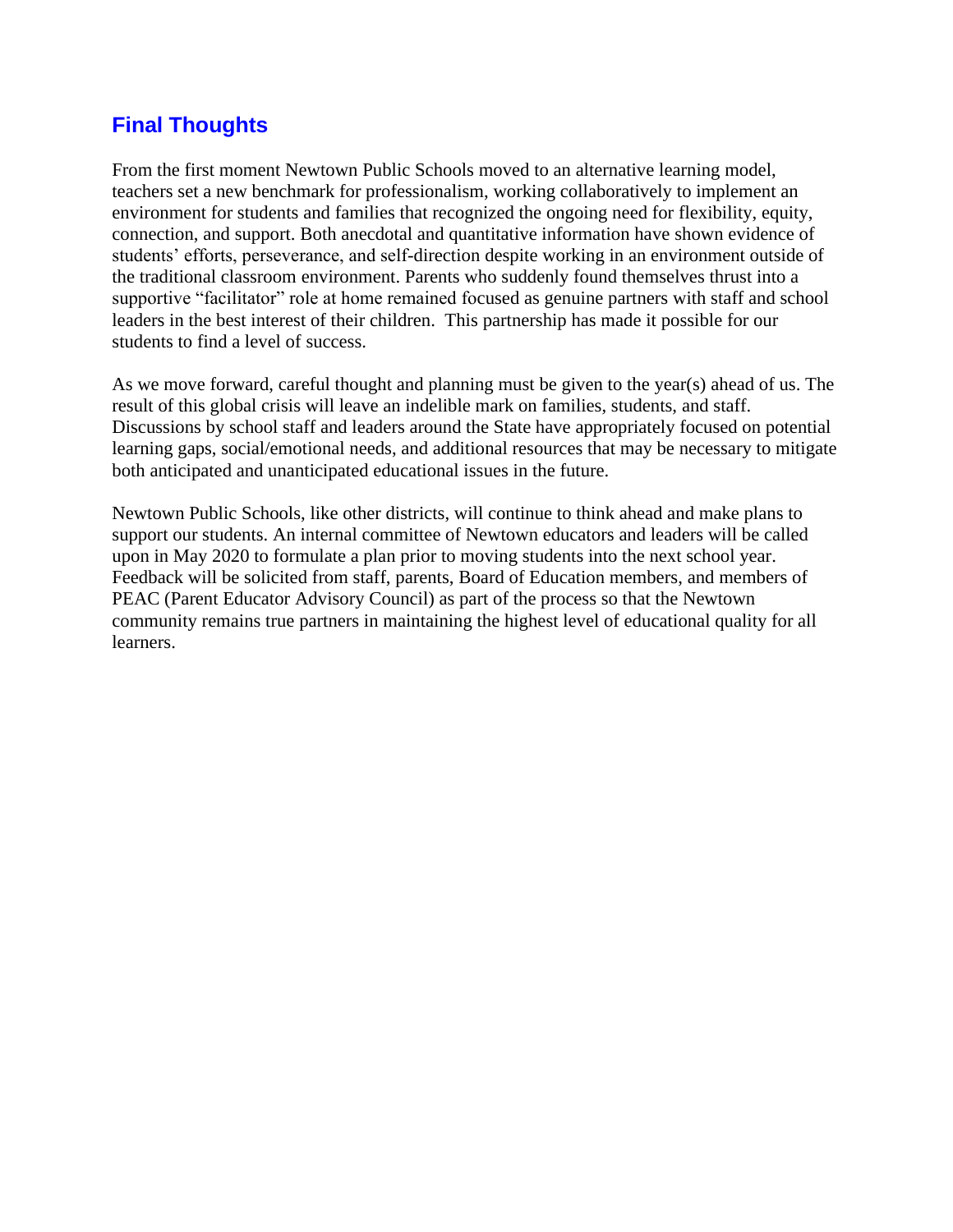## Final Thoughts

From the first moment Newtown Public Schools moved to an alternative learning model, teachers set a new benchmark for professionalism, working collaboratively to implement an environment for students and families that recognized the ongoing need for flexibility, equity, connection, and support. Both anecdotal and quantitative information have shown evidence of students' efforts, perseverance, and self-direction despite working in an environment outside of the traditional classroom environment. Parents who suddenly found themselves thrust into a supportive "facilitator" role at home remained focused as genuine partners with staff and school leaders in the best interest of their children. This partnership has made it possible for our students to find a level of success.

As we move forward, careful thought and planning must be given to the year(s) ahead of us. The result of this global crisis will leave an indelible mark on families, students, and staff. Discussions by school staff and leaders around the State have appropriately focused on potential learning gaps, social/emotional needs, and additional resources that may be necessary to mitigate both anticipated and unanticipated educational issues in the future.

Newtown Public Schools, like other districts, will continue to think ahead and make plans to support our students. An internal committee of Newtown educators and leaders will be called upon in May 2020 to formulate a plan prior to moving students into the next school year. Feedback will be solicited from staff, parents, Board of Education members, and members of PEAC (Parent Educator Advisory Council) as part of the process so that the Newtown community remains true partners in maintaining the highest level of educational quality for all learners.